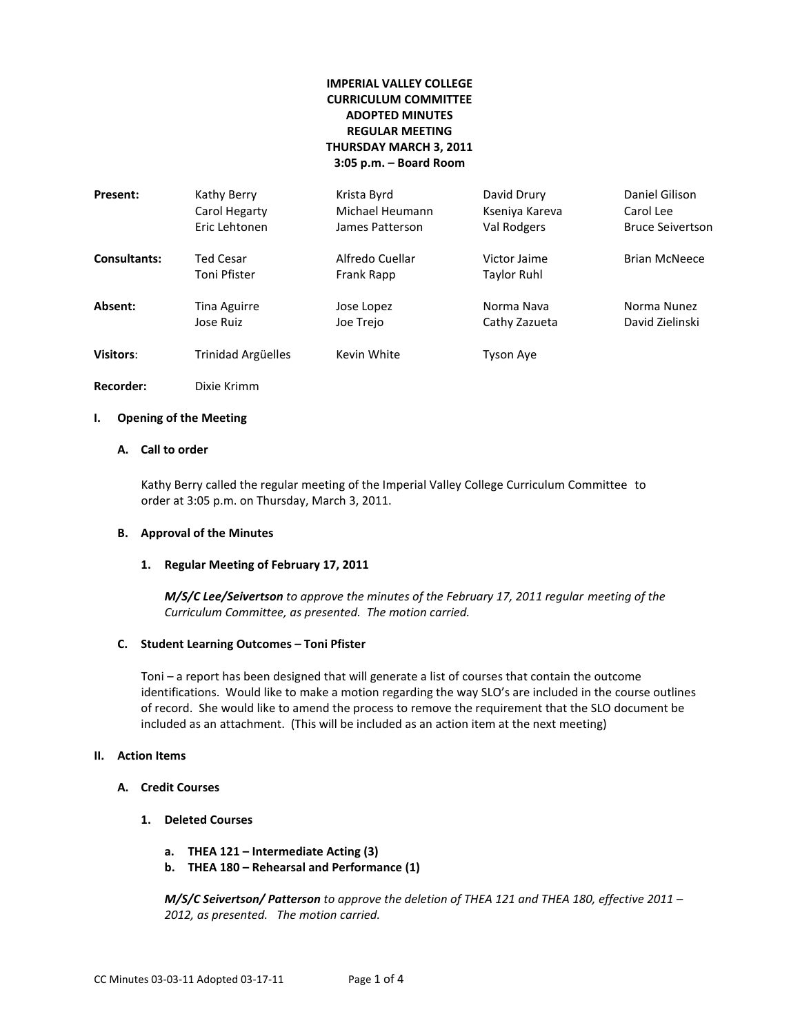**IMPERIAL VALLEY COLLEGE**
**CURRICULUM COMMITTEE**
**ADOPTED MINUTES**
**REGULAR MEETING**
**THURSDAY MARCH 3, 2011**
**3:05 p.m. – Board Room**

| | | | | |
|---|---|---|---|---|
| **Present:** | Kathy Berry | Krista Byrd | David Drury | Daniel Gilison |
| | Carol Hegarty | Michael Heumann | Kseniya Kareva | Carol Lee |
| | Eric Lehtonen | James Patterson | Val Rodgers | Bruce Seivertson |
| **Consultants:** | Ted Cesar | Alfredo Cuellar | Victor Jaime | Brian McNeece |
| | Toni Pfister | Frank Rapp | Taylor Ruhl | |
| **Absent:** | Tina Aguirre | Jose Lopez | Norma Nava | Norma Nunez |
| | Jose Ruiz | Joe Trejo | Cathy Zazueta | David Zielinski |
| **Visitors:** | Trinidad Argüelles | Kevin White | Tyson Aye | |
| **Recorder:** | Dixie Krimm | | | |

## I. Opening of the Meeting

### A. Call to order

Kathy Berry called the regular meeting of the Imperial Valley College Curriculum Committee to order at 3:05 p.m. on Thursday, March 3, 2011.

### B. Approval of the Minutes

#### 1. Regular Meeting of February 17, 2011

***M/S/C Lee/Seivertson*** *to approve the minutes of the February 17, 2011 regular meeting of the Curriculum Committee, as presented. The motion carried.*

### C. Student Learning Outcomes – Toni Pfister

Toni – a report has been designed that will generate a list of courses that contain the outcome identifications. Would like to make a motion regarding the way SLO's are included in the course outlines of record. She would like to amend the process to remove the requirement that the SLO document be included as an attachment. (This will be included as an action item at the next meeting)

## II. Action Items

### A. Credit Courses

#### 1. Deleted Courses

a. **THEA 121 – Intermediate Acting (3)**
b. **THEA 180 – Rehearsal and Performance (1)**

***M/S/C Seivertson/ Patterson*** *to approve the deletion of THEA 121 and THEA 180, effective 2011 – 2012, as presented. The motion carried.*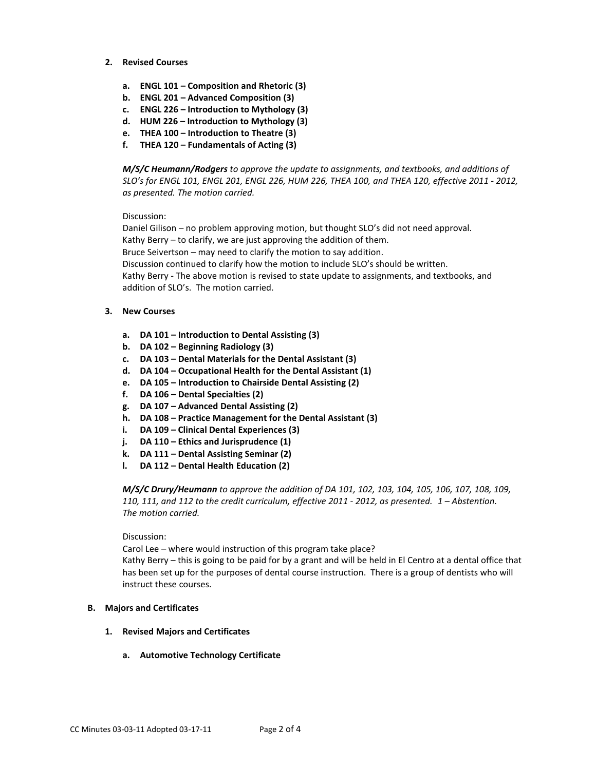2. **Revised Courses**

   a. **ENGL 101 – Composition and Rhetoric (3)**
   b. **ENGL 201 – Advanced Composition (3)**
   c. **ENGL 226 – Introduction to Mythology (3)**
   d. **HUM 226 – Introduction to Mythology (3)**
   e. **THEA 100 – Introduction to Theatre (3)**
   f. **THEA 120 – Fundamentals of Acting (3)**

   ***M/S/C Heumann/Rodgers*** *to approve the update to assignments, and textbooks, and additions of SLO's for ENGL 101, ENGL 201, ENGL 226, HUM 226, THEA 100, and THEA 120, effective 2011 - 2012, as presented. The motion carried.*

   Discussion:
   Daniel Gilison – no problem approving motion, but thought SLO's did not need approval.
   Kathy Berry – to clarify, we are just approving the addition of them.
   Bruce Seivertson – may need to clarify the motion to say addition.
   Discussion continued to clarify how the motion to include SLO's should be written.
   Kathy Berry - The above motion is revised to state update to assignments, and textbooks, and addition of SLO's. The motion carried.

3. **New Courses**

   a. **DA 101 – Introduction to Dental Assisting (3)**
   b. **DA 102 – Beginning Radiology (3)**
   c. **DA 103 – Dental Materials for the Dental Assistant (3)**
   d. **DA 104 – Occupational Health for the Dental Assistant (1)**
   e. **DA 105 – Introduction to Chairside Dental Assisting (2)**
   f. **DA 106 – Dental Specialties (2)**
   g. **DA 107 – Advanced Dental Assisting (2)**
   h. **DA 108 – Practice Management for the Dental Assistant (3)**
   i. **DA 109 – Clinical Dental Experiences (3)**
   j. **DA 110 – Ethics and Jurisprudence (1)**
   k. **DA 111 – Dental Assisting Seminar (2)**
   l. **DA 112 – Dental Health Education (2)**

   ***M/S/C Drury/Heumann*** *to approve the addition of DA 101, 102, 103, 104, 105, 106, 107, 108, 109, 110, 111, and 112 to the credit curriculum, effective 2011 - 2012, as presented. 1 – Abstention. The motion carried.*

   Discussion:
   Carol Lee – where would instruction of this program take place?
   Kathy Berry – this is going to be paid for by a grant and will be held in El Centro at a dental office that has been set up for the purposes of dental course instruction. There is a group of dentists who will instruct these courses.

**B. Majors and Certificates**

1. **Revised Majors and Certificates**

   a. **Automotive Technology Certificate**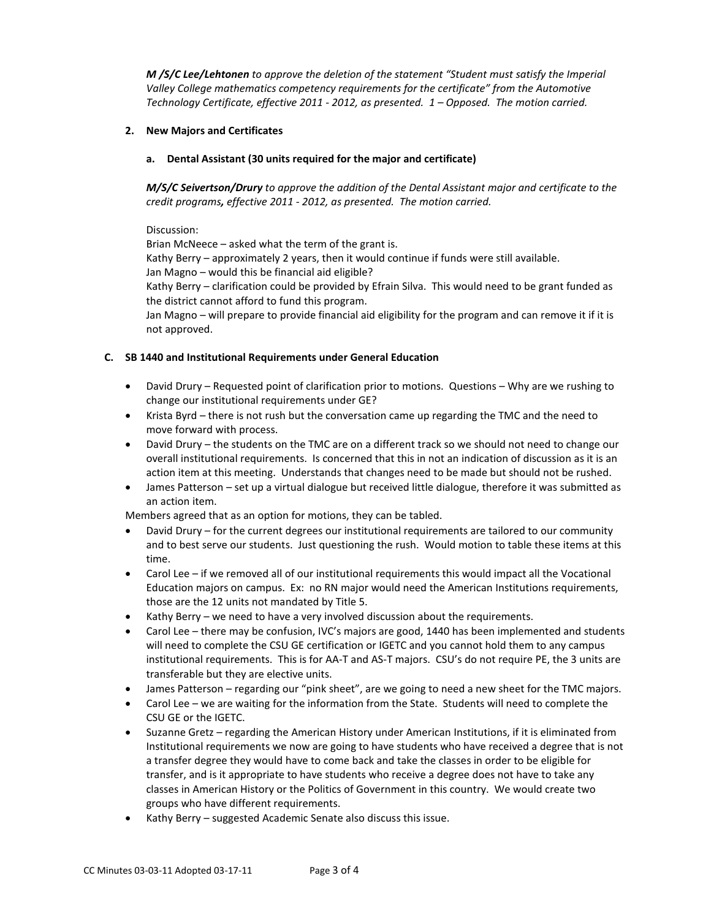***M /S/C Lee/Lehtonen** to approve the deletion of the statement "Student must satisfy the Imperial Valley College mathematics competency requirements for the certificate" from the Automotive Technology Certificate, effective 2011 - 2012, as presented. 1 – Opposed. The motion carried.*

**2. New Majors and Certificates**

**a. Dental Assistant (30 units required for the major and certificate)**

***M/S/C Seivertson/Drury** to approve the addition of the Dental Assistant major and certificate to the credit programs**,** effective 2011 - 2012, as presented. The motion carried.*

Discussion:
Brian McNeece – asked what the term of the grant is.
Kathy Berry – approximately 2 years, then it would continue if funds were still available.
Jan Magno – would this be financial aid eligible?
Kathy Berry – clarification could be provided by Efrain Silva. This would need to be grant funded as the district cannot afford to fund this program.
Jan Magno – will prepare to provide financial aid eligibility for the program and can remove it if it is not approved.

**C. SB 1440 and Institutional Requirements under General Education**

- David Drury – Requested point of clarification prior to motions. Questions – Why are we rushing to change our institutional requirements under GE?
- Krista Byrd – there is not rush but the conversation came up regarding the TMC and the need to move forward with process.
- David Drury – the students on the TMC are on a different track so we should not need to change our overall institutional requirements. Is concerned that this in not an indication of discussion as it is an action item at this meeting. Understands that changes need to be made but should not be rushed.
- James Patterson – set up a virtual dialogue but received little dialogue, therefore it was submitted as an action item.

Members agreed that as an option for motions, they can be tabled.

- David Drury – for the current degrees our institutional requirements are tailored to our community and to best serve our students. Just questioning the rush. Would motion to table these items at this time.
- Carol Lee – if we removed all of our institutional requirements this would impact all the Vocational Education majors on campus. Ex: no RN major would need the American Institutions requirements, those are the 12 units not mandated by Title 5.
- Kathy Berry – we need to have a very involved discussion about the requirements.
- Carol Lee – there may be confusion, IVC's majors are good, 1440 has been implemented and students will need to complete the CSU GE certification or IGETC and you cannot hold them to any campus institutional requirements. This is for AA-T and AS-T majors. CSU's do not require PE, the 3 units are transferable but they are elective units.
- James Patterson – regarding our "pink sheet", are we going to need a new sheet for the TMC majors.
- Carol Lee – we are waiting for the information from the State. Students will need to complete the CSU GE or the IGETC.
- Suzanne Gretz – regarding the American History under American Institutions, if it is eliminated from Institutional requirements we now are going to have students who have received a degree that is not a transfer degree they would have to come back and take the classes in order to be eligible for transfer, and is it appropriate to have students who receive a degree does not have to take any classes in American History or the Politics of Government in this country. We would create two groups who have different requirements.
- Kathy Berry – suggested Academic Senate also discuss this issue.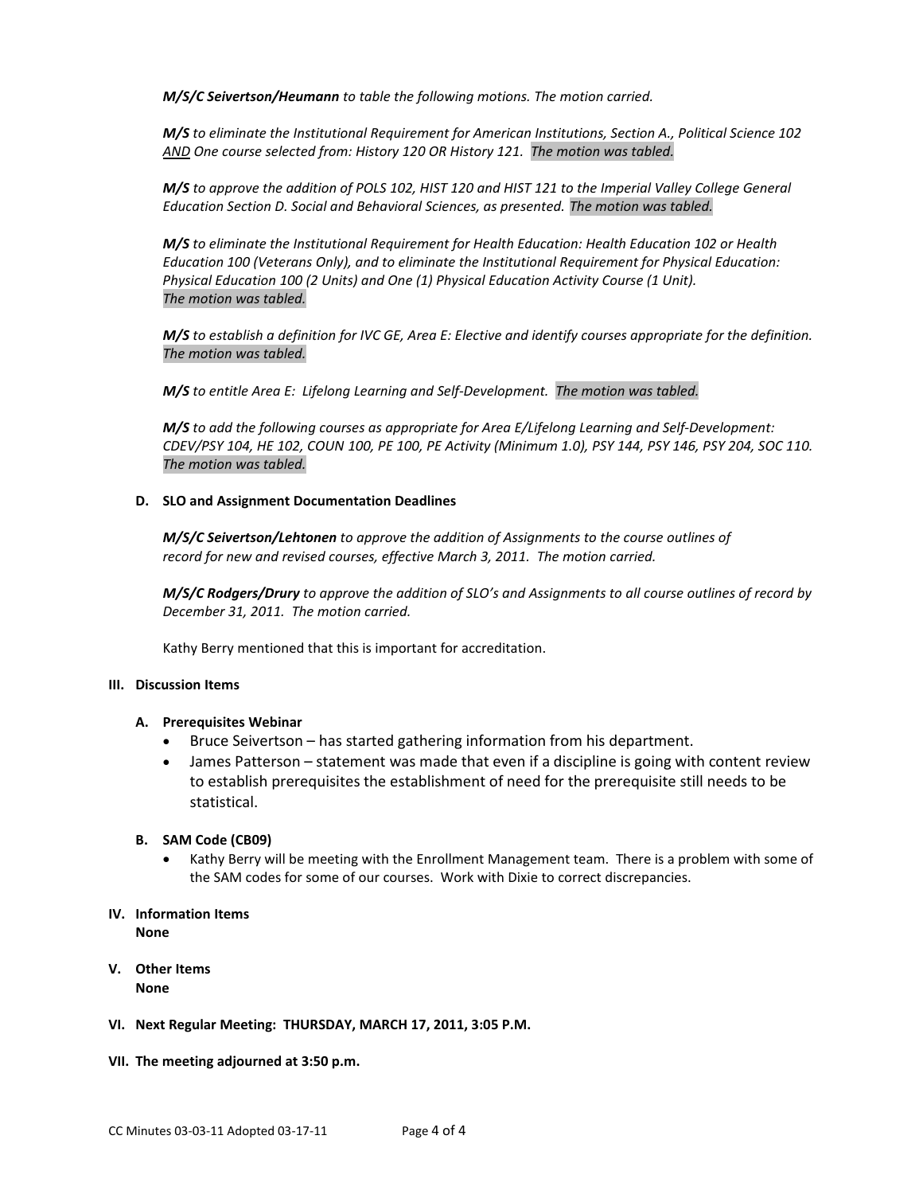***M/S/C Seivertson/Heumann** to table the following motions. The motion carried.*

***M/S** to eliminate the Institutional Requirement for American Institutions, Section A., Political Science 102 AND One course selected from: History 120 OR History 121. The motion was tabled.*

***M/S** to approve the addition of POLS 102, HIST 120 and HIST 121 to the Imperial Valley College General Education Section D. Social and Behavioral Sciences, as presented. The motion was tabled.*

***M/S** to eliminate the Institutional Requirement for Health Education: Health Education 102 or Health Education 100 (Veterans Only), and to eliminate the Institutional Requirement for Physical Education: Physical Education 100 (2 Units) and One (1) Physical Education Activity Course (1 Unit). The motion was tabled.*

***M/S** to establish a definition for IVC GE, Area E: Elective and identify courses appropriate for the definition. The motion was tabled.*

***M/S** to entitle Area E: Lifelong Learning and Self-Development. The motion was tabled.*

***M/S** to add the following courses as appropriate for Area E/Lifelong Learning and Self-Development: CDEV/PSY 104, HE 102, COUN 100, PE 100, PE Activity (Minimum 1.0), PSY 144, PSY 146, PSY 204, SOC 110. The motion was tabled.*

**D. SLO and Assignment Documentation Deadlines**

***M/S/C Seivertson/Lehtonen** to approve the addition of Assignments to the course outlines of record for new and revised courses, effective March 3, 2011. The motion carried.*

***M/S/C Rodgers/Drury** to approve the addition of SLO's and Assignments to all course outlines of record by December 31, 2011. The motion carried.*

Kathy Berry mentioned that this is important for accreditation.

## III. Discussion Items

**A. Prerequisites Webinar**

- Bruce Seivertson – has started gathering information from his department.
- James Patterson – statement was made that even if a discipline is going with content review to establish prerequisites the establishment of need for the prerequisite still needs to be statistical.

**B. SAM Code (CB09)**

- Kathy Berry will be meeting with the Enrollment Management team. There is a problem with some of the SAM codes for some of our courses. Work with Dixie to correct discrepancies.

## IV. Information Items

**None**

## V. Other Items

**None**

## VI. Next Regular Meeting: THURSDAY, MARCH 17, 2011, 3:05 P.M.

## VII. The meeting adjourned at 3:50 p.m.